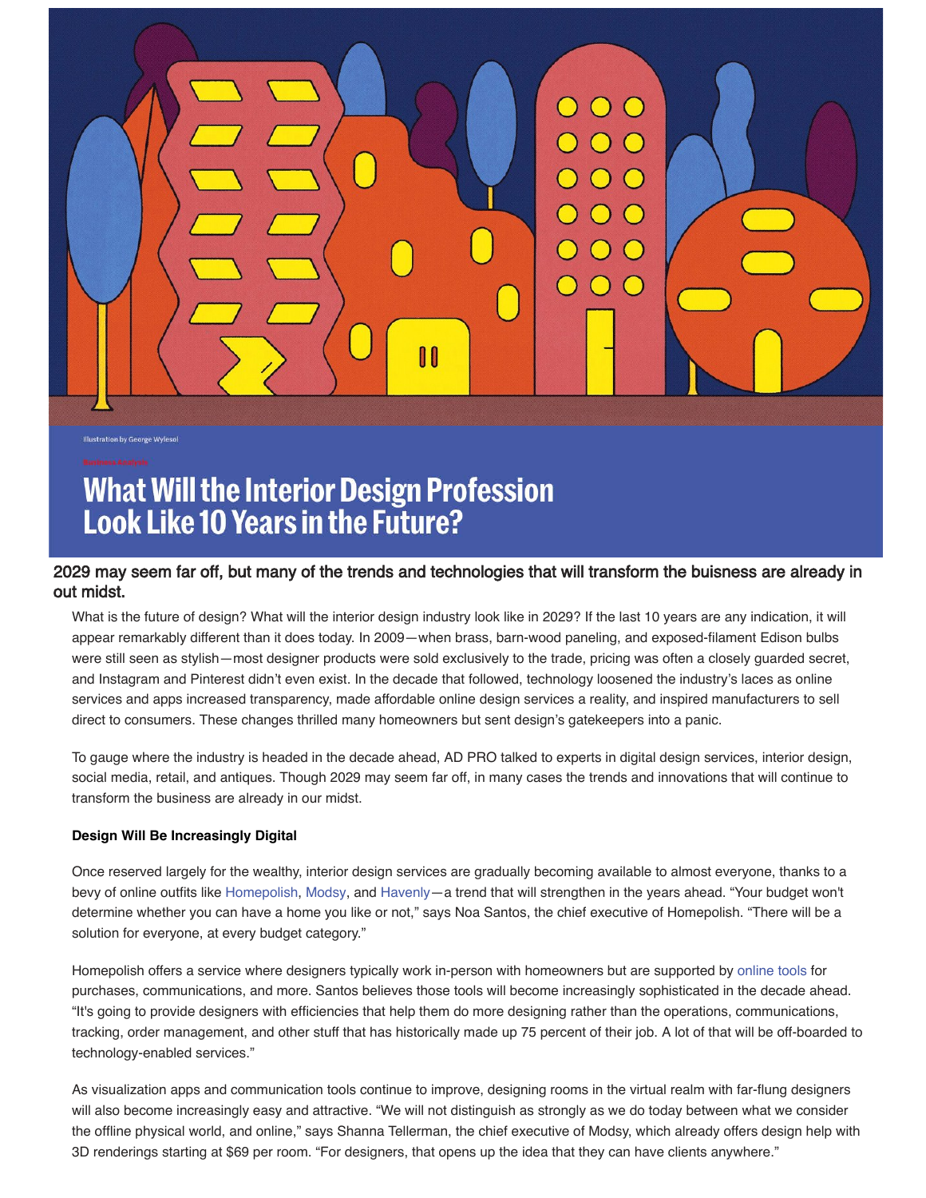Illustration by George Wylesol

Business Analysis

# What Will the Interior Design Profession Look Like 10 Years in the Future?

## 2029 may seem far off, but many of the trends and technologies that will transform the buisness are already in out midst.

What is the future of design? What will the interior design industry look like in 2029? If the last 10 years are any indication, it will appear remarkably different than it does today. In 2009—when brass, barn-wood paneling, and exposed-filament Edison bulbs were still seen as stylish—most designer products were sold exclusively to the trade, pricing was often a closely guarded secret, and Instagram and Pinterest didn't even exist. In the decade that followed, technology loosened the industry's laces as online services and apps increased transparency, made affordable online design services a reality, and inspired manufacturers to sell direct to consumers. These changes thrilled many homeowners but sent design's gatekeepers into a panic.

To gauge where the industry is headed in the decade ahead, AD PRO talked to experts in digital design services, interior design, social media, retail, and antiques. Though 2029 may seem far off, in many cases the trends and innovations that will continue to transform the business are already in our midst.

**Design Will Be Increasingly Digital**

Once reserved largely for the wealthy, interior design services are gradually becoming available to almost everyone, thanks to a bevy of online outfits like Homepolish, Modsy, and Havenly—a trend that will strengthen in the years ahead. "Your budget won't determine whether you can have a home you like or not," says Noa Santos, the chief executive of Homepolish. "There will be a solution for everyone, at every budget category."

Homepolish offers a service where designers typically work in-person with homeowners but are supported by online tools for purchases, communications, and more. Santos believes those tools will become increasingly sophisticated in the decade ahead. "It's going to provide designers with efficiencies that help them do more designing rather than the operations, communications, tracking, order management, and other stuff that has historically made up 75 percent of their job. A lot of that will be off-boarded to technology-enabled services."

As visualization apps and communication tools continue to improve, designing rooms in the virtual realm with far-flung designers will also become increasingly easy and attractive. "We will not distinguish as strongly as we do today between what we consider the offline physical world, and online," says Shanna Tellerman, the chief executive of Modsy, which already offers design help with 3D renderings starting at $69 per room. "For designers, that opens up the idea that they can have clients anywhere."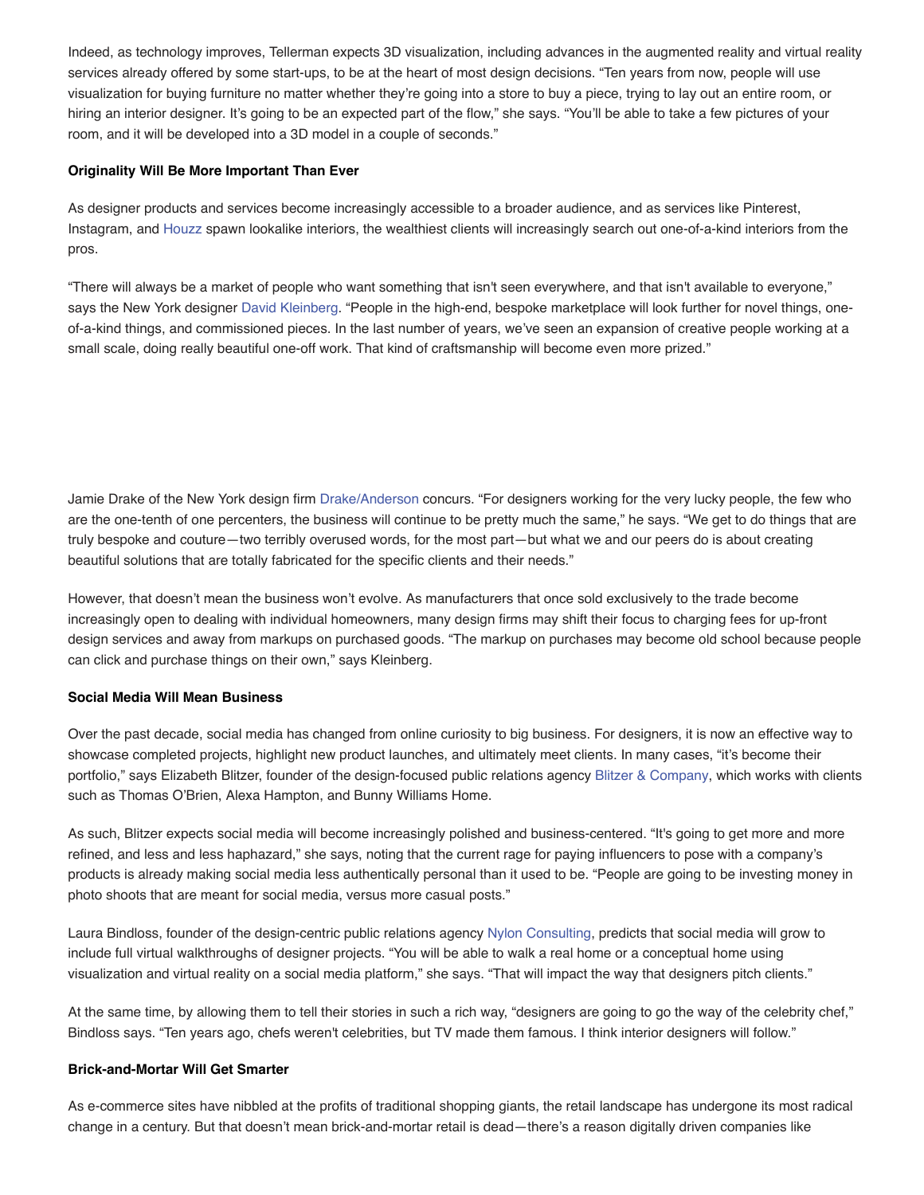Indeed, as technology improves, Tellerman expects 3D visualization, including advances in the augmented reality and virtual reality services already offered by some start-ups, to be at the heart of most design decisions. "Ten years from now, people will use visualization for buying furniture no matter whether they're going into a store to buy a piece, trying to lay out an entire room, or hiring an interior designer. It's going to be an expected part of the flow," she says. "You'll be able to take a few pictures of your room, and it will be developed into a 3D model in a couple of seconds."

**Originality Will Be More Important Than Ever**

As designer products and services become increasingly accessible to a broader audience, and as services like Pinterest, Instagram, and Houzz spawn lookalike interiors, the wealthiest clients will increasingly search out one-of-a-kind interiors from the pros.

"There will always be a market of people who want something that isn't seen everywhere, and that isn't available to everyone," says the New York designer David Kleinberg. "People in the high-end, bespoke marketplace will look further for novel things, one-of-a-kind things, and commissioned pieces. In the last number of years, we've seen an expansion of creative people working at a small scale, doing really beautiful one-off work. That kind of craftsmanship will become even more prized."

Jamie Drake of the New York design firm Drake/Anderson concurs. "For designers working for the very lucky people, the few who are the one-tenth of one percenters, the business will continue to be pretty much the same," he says. "We get to do things that are truly bespoke and couture—two terribly overused words, for the most part—but what we and our peers do is about creating beautiful solutions that are totally fabricated for the specific clients and their needs."

However, that doesn't mean the business won't evolve. As manufacturers that once sold exclusively to the trade become increasingly open to dealing with individual homeowners, many design firms may shift their focus to charging fees for up-front design services and away from markups on purchased goods. "The markup on purchases may become old school because people can click and purchase things on their own," says Kleinberg.

**Social Media Will Mean Business**

Over the past decade, social media has changed from online curiosity to big business. For designers, it is now an effective way to showcase completed projects, highlight new product launches, and ultimately meet clients. In many cases, "it's become their portfolio," says Elizabeth Blitzer, founder of the design-focused public relations agency Blitzer & Company, which works with clients such as Thomas O'Brien, Alexa Hampton, and Bunny Williams Home.

As such, Blitzer expects social media will become increasingly polished and business-centered. "It's going to get more and more refined, and less and less haphazard," she says, noting that the current rage for paying influencers to pose with a company's products is already making social media less authentically personal than it used to be. "People are going to be investing money in photo shoots that are meant for social media, versus more casual posts."

Laura Bindloss, founder of the design-centric public relations agency Nylon Consulting, predicts that social media will grow to include full virtual walkthroughs of designer projects. "You will be able to walk a real home or a conceptual home using visualization and virtual reality on a social media platform," she says. "That will impact the way that designers pitch clients."

At the same time, by allowing them to tell their stories in such a rich way, "designers are going to go the way of the celebrity chef," Bindloss says. "Ten years ago, chefs weren't celebrities, but TV made them famous. I think interior designers will follow."

**Brick-and-Mortar Will Get Smarter**

As e-commerce sites have nibbled at the profits of traditional shopping giants, the retail landscape has undergone its most radical change in a century. But that doesn't mean brick-and-mortar retail is dead—there's a reason digitally driven companies like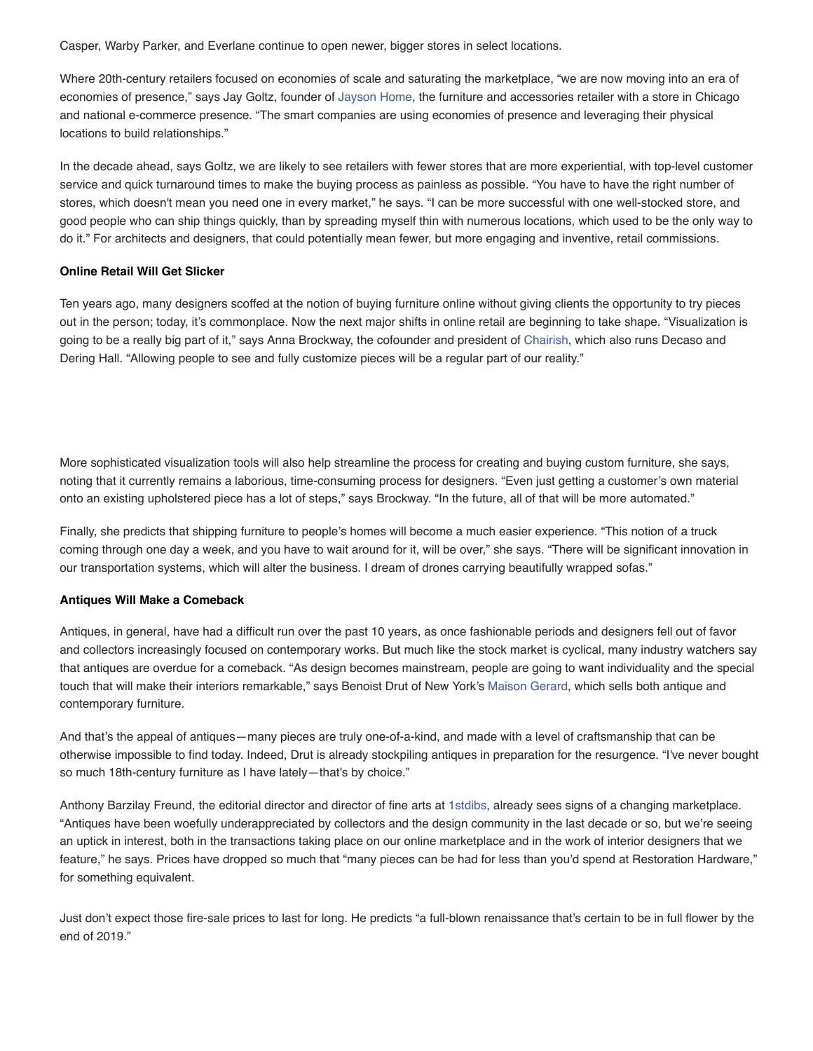Casper, Warby Parker, and Everlane continue to open newer, bigger stores in select locations.

Where 20th-century retailers focused on economies of scale and saturating the marketplace, "we are now moving into an era of economies of presence," says Jay Goltz, founder of Jayson Home, the furniture and accessories retailer with a store in Chicago and national e-commerce presence. "The smart companies are using economies of presence and leveraging their physical locations to build relationships."

In the decade ahead, says Goltz, we are likely to see retailers with fewer stores that are more experiential, with top-level customer service and quick turnaround times to make the buying process as painless as possible. "You have to have the right number of stores, which doesn't mean you need one in every market," he says. "I can be more successful with one well-stocked store, and good people who can ship things quickly, than by spreading myself thin with numerous locations, which used to be the only way to do it." For architects and designers, that could potentially mean fewer, but more engaging and inventive, retail commissions.

**Online Retail Will Get Slicker**

Ten years ago, many designers scoffed at the notion of buying furniture online without giving clients the opportunity to try pieces out in the person; today, it's commonplace. Now the next major shifts in online retail are beginning to take shape. "Visualization is going to be a really big part of it," says Anna Brockway, the cofounder and president of Chairish, which also runs Decaso and Dering Hall. "Allowing people to see and fully customize pieces will be a regular part of our reality."

More sophisticated visualization tools will also help streamline the process for creating and buying custom furniture, she says, noting that it currently remains a laborious, time-consuming process for designers. "Even just getting a customer's own material onto an existing upholstered piece has a lot of steps," says Brockway. "In the future, all of that will be more automated."

Finally, she predicts that shipping furniture to people's homes will become a much easier experience. "This notion of a truck coming through one day a week, and you have to wait around for it, will be over," she says. "There will be significant innovation in our transportation systems, which will alter the business. I dream of drones carrying beautifully wrapped sofas."

**Antiques Will Make a Comeback**

Antiques, in general, have had a difficult run over the past 10 years, as once fashionable periods and designers fell out of favor and collectors increasingly focused on contemporary works. But much like the stock market is cyclical, many industry watchers say that antiques are overdue for a comeback. "As design becomes mainstream, people are going to want individuality and the special touch that will make their interiors remarkable," says Benoist Drut of New York's Maison Gerard, which sells both antique and contemporary furniture.

And that's the appeal of antiques—many pieces are truly one-of-a-kind, and made with a level of craftsmanship that can be otherwise impossible to find today. Indeed, Drut is already stockpiling antiques in preparation for the resurgence. "I've never bought so much 18th-century furniture as I have lately—that's by choice."

Anthony Barzilay Freund, the editorial director and director of fine arts at 1stdibs, already sees signs of a changing marketplace. "Antiques have been woefully underappreciated by collectors and the design community in the last decade or so, but we're seeing an uptick in interest, both in the transactions taking place on our online marketplace and in the work of interior designers that we feature," he says. Prices have dropped so much that "many pieces can be had for less than you'd spend at Restoration Hardware," for something equivalent.

Just don't expect those fire-sale prices to last for long. He predicts "a full-blown renaissance that's certain to be in full flower by the end of 2019."